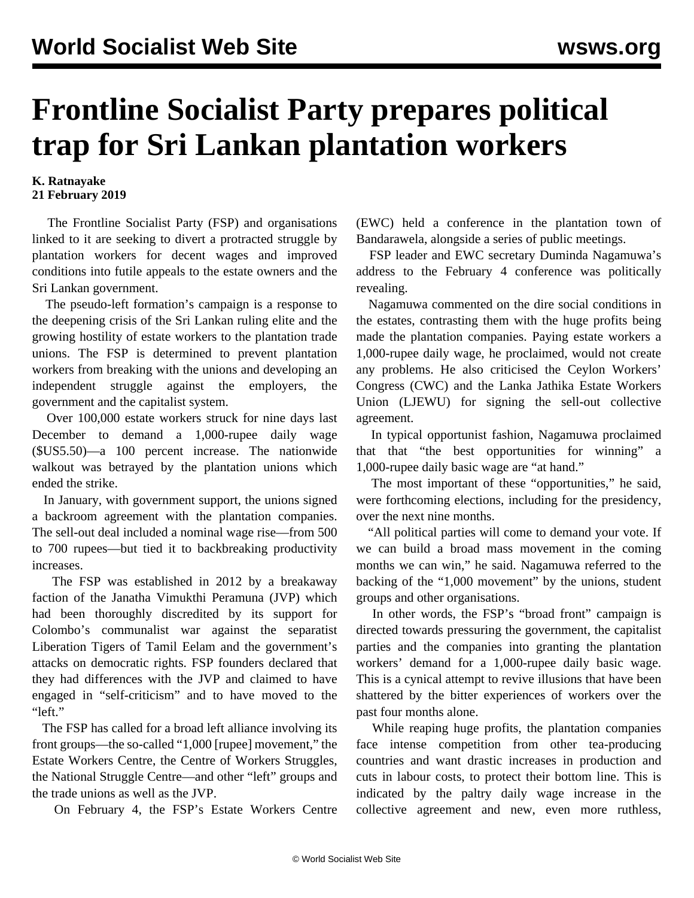# Frontline Socialist Party prepares political trap for Sri Lankan plantation workers

**K. Ratnayake**
**21 February 2019**

The Frontline Socialist Party (FSP) and organisations linked to it are seeking to divert a protracted struggle by plantation workers for decent wages and improved conditions into futile appeals to the estate owners and the Sri Lankan government.

The pseudo-left formation's campaign is a response to the deepening crisis of the Sri Lankan ruling elite and the growing hostility of estate workers to the plantation trade unions. The FSP is determined to prevent plantation workers from breaking with the unions and developing an independent struggle against the employers, the government and the capitalist system.

Over 100,000 estate workers struck for nine days last December to demand a 1,000-rupee daily wage ($US5.50)—a 100 percent increase. The nationwide walkout was betrayed by the plantation unions which ended the strike.

In January, with government support, the unions signed a backroom agreement with the plantation companies. The sell-out deal included a nominal wage rise—from 500 to 700 rupees—but tied it to backbreaking productivity increases.

The FSP was established in 2012 by a breakaway faction of the Janatha Vimukthi Peramuna (JVP) which had been thoroughly discredited by its support for Colombo's communalist war against the separatist Liberation Tigers of Tamil Eelam and the government's attacks on democratic rights. FSP founders declared that they had differences with the JVP and claimed to have engaged in "self-criticism" and to have moved to the "left."

The FSP has called for a broad left alliance involving its front groups—the so-called "1,000 [rupee] movement," the Estate Workers Centre, the Centre of Workers Struggles, the National Struggle Centre—and other "left" groups and the trade unions as well as the JVP.

On February 4, the FSP's Estate Workers Centre (EWC) held a conference in the plantation town of Bandarawela, alongside a series of public meetings.

FSP leader and EWC secretary Duminda Nagamuwa's address to the February 4 conference was politically revealing.

Nagamuwa commented on the dire social conditions in the estates, contrasting them with the huge profits being made the plantation companies. Paying estate workers a 1,000-rupee daily wage, he proclaimed, would not create any problems. He also criticised the Ceylon Workers' Congress (CWC) and the Lanka Jathika Estate Workers Union (LJEWU) for signing the sell-out collective agreement.

In typical opportunist fashion, Nagamuwa proclaimed that that "the best opportunities for winning" a 1,000-rupee daily basic wage are "at hand."

The most important of these "opportunities," he said, were forthcoming elections, including for the presidency, over the next nine months.

"All political parties will come to demand your vote. If we can build a broad mass movement in the coming months we can win," he said. Nagamuwa referred to the backing of the "1,000 movement" by the unions, student groups and other organisations.

In other words, the FSP's "broad front" campaign is directed towards pressuring the government, the capitalist parties and the companies into granting the plantation workers' demand for a 1,000-rupee daily basic wage. This is a cynical attempt to revive illusions that have been shattered by the bitter experiences of workers over the past four months alone.

While reaping huge profits, the plantation companies face intense competition from other tea-producing countries and want drastic increases in production and cuts in labour costs, to protect their bottom line. This is indicated by the paltry daily wage increase in the collective agreement and new, even more ruthless,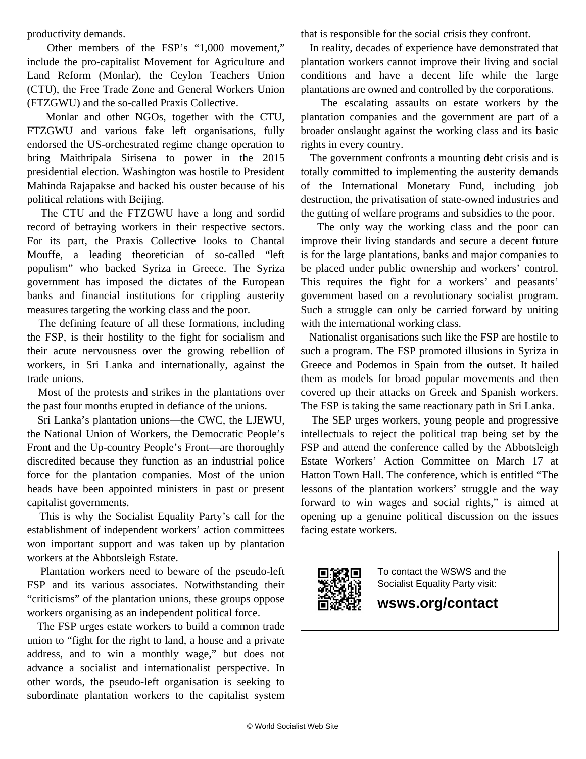productivity demands.

Other members of the FSP's "1,000 movement," include the pro-capitalist Movement for Agriculture and Land Reform (Monlar), the Ceylon Teachers Union (CTU), the Free Trade Zone and General Workers Union (FTZGWU) and the so-called Praxis Collective.

Monlar and other NGOs, together with the CTU, FTZGWU and various fake left organisations, fully endorsed the US-orchestrated regime change operation to bring Maithripala Sirisena to power in the 2015 presidential election. Washington was hostile to President Mahinda Rajapakse and backed his ouster because of his political relations with Beijing.

The CTU and the FTZGWU have a long and sordid record of betraying workers in their respective sectors. For its part, the Praxis Collective looks to Chantal Mouffe, a leading theoretician of so-called "left populism" who backed Syriza in Greece. The Syriza government has imposed the dictates of the European banks and financial institutions for crippling austerity measures targeting the working class and the poor.

The defining feature of all these formations, including the FSP, is their hostility to the fight for socialism and their acute nervousness over the growing rebellion of workers, in Sri Lanka and internationally, against the trade unions.

Most of the protests and strikes in the plantations over the past four months erupted in defiance of the unions.

Sri Lanka's plantation unions—the CWC, the LJEWU, the National Union of Workers, the Democratic People's Front and the Up-country People's Front—are thoroughly discredited because they function as an industrial police force for the plantation companies. Most of the union heads have been appointed ministers in past or present capitalist governments.

This is why the Socialist Equality Party's call for the establishment of independent workers' action committees won important support and was taken up by plantation workers at the Abbotsleigh Estate.

Plantation workers need to beware of the pseudo-left FSP and its various associates. Notwithstanding their "criticisms" of the plantation unions, these groups oppose workers organising as an independent political force.

The FSP urges estate workers to build a common trade union to "fight for the right to land, a house and a private address, and to win a monthly wage," but does not advance a socialist and internationalist perspective. In other words, the pseudo-left organisation is seeking to subordinate plantation workers to the capitalist system that is responsible for the social crisis they confront.

In reality, decades of experience have demonstrated that plantation workers cannot improve their living and social conditions and have a decent life while the large plantations are owned and controlled by the corporations.

The escalating assaults on estate workers by the plantation companies and the government are part of a broader onslaught against the working class and its basic rights in every country.

The government confronts a mounting debt crisis and is totally committed to implementing the austerity demands of the International Monetary Fund, including job destruction, the privatisation of state-owned industries and the gutting of welfare programs and subsidies to the poor.

The only way the working class and the poor can improve their living standards and secure a decent future is for the large plantations, banks and major companies to be placed under public ownership and workers' control. This requires the fight for a workers' and peasants' government based on a revolutionary socialist program. Such a struggle can only be carried forward by uniting with the international working class.

Nationalist organisations such like the FSP are hostile to such a program. The FSP promoted illusions in Syriza in Greece and Podemos in Spain from the outset. It hailed them as models for broad popular movements and then covered up their attacks on Greek and Spanish workers. The FSP is taking the same reactionary path in Sri Lanka.

The SEP urges workers, young people and progressive intellectuals to reject the political trap being set by the FSP and attend the conference called by the Abbotsleigh Estate Workers' Action Committee on March 17 at Hatton Town Hall. The conference, which is entitled "The lessons of the plantation workers' struggle and the way forward to win wages and social rights," is aimed at opening up a genuine political discussion on the issues facing estate workers.

To contact the WSWS and the Socialist Equality Party visit:

**wsws.org/contact**